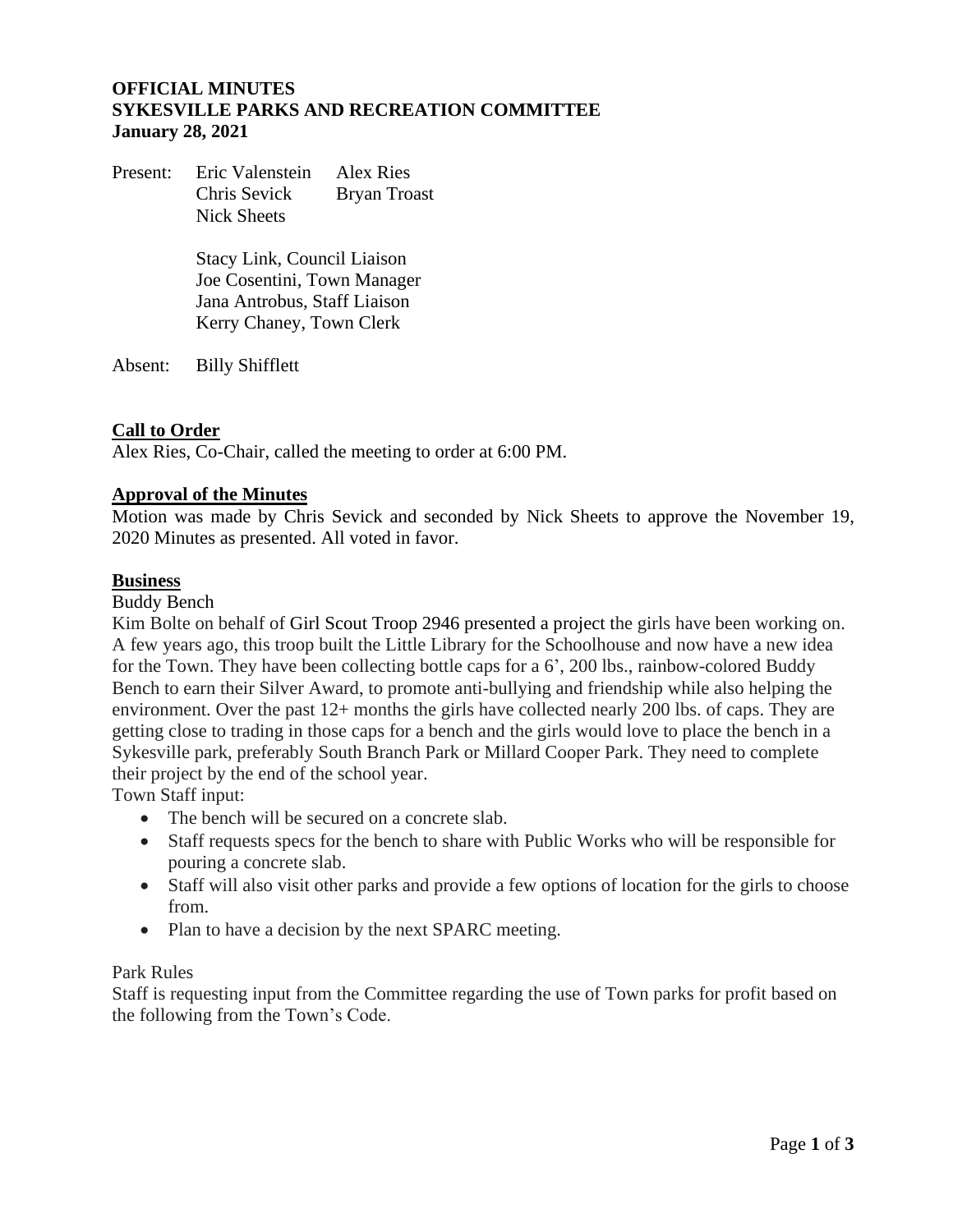**OFFICIAL MINUTES**
**SYKESVILLE PARKS AND RECREATION COMMITTEE**
**January 28, 2021**

Present: Eric Valenstein, Alex Ries, Chris Sevick, Bryan Troast, Nick Sheets

Stacy Link, Council Liaison
Joe Cosentini, Town Manager
Jana Antrobus, Staff Liaison
Kerry Chaney, Town Clerk

Absent: Billy Shifflett

## Call to Order

Alex Ries, Co-Chair, called the meeting to order at 6:00 PM.

## Approval of the Minutes

Motion was made by Chris Sevick and seconded by Nick Sheets to approve the November 19, 2020 Minutes as presented. All voted in favor.

## Business

Buddy Bench

Kim Bolte on behalf of Girl Scout Troop 2946 presented a project the girls have been working on. A few years ago, this troop built the Little Library for the Schoolhouse and now have a new idea for the Town. They have been collecting bottle caps for a 6', 200 lbs., rainbow-colored Buddy Bench to earn their Silver Award, to promote anti-bullying and friendship while also helping the environment. Over the past 12+ months the girls have collected nearly 200 lbs. of caps. They are getting close to trading in those caps for a bench and the girls would love to place the bench in a Sykesville park, preferably South Branch Park or Millard Cooper Park. They need to complete their project by the end of the school year.

Town Staff input:

- The bench will be secured on a concrete slab.
- Staff requests specs for the bench to share with Public Works who will be responsible for pouring a concrete slab.
- Staff will also visit other parks and provide a few options of location for the girls to choose from.
- Plan to have a decision by the next SPARC meeting.

Park Rules

Staff is requesting input from the Committee regarding the use of Town parks for profit based on the following from the Town's Code.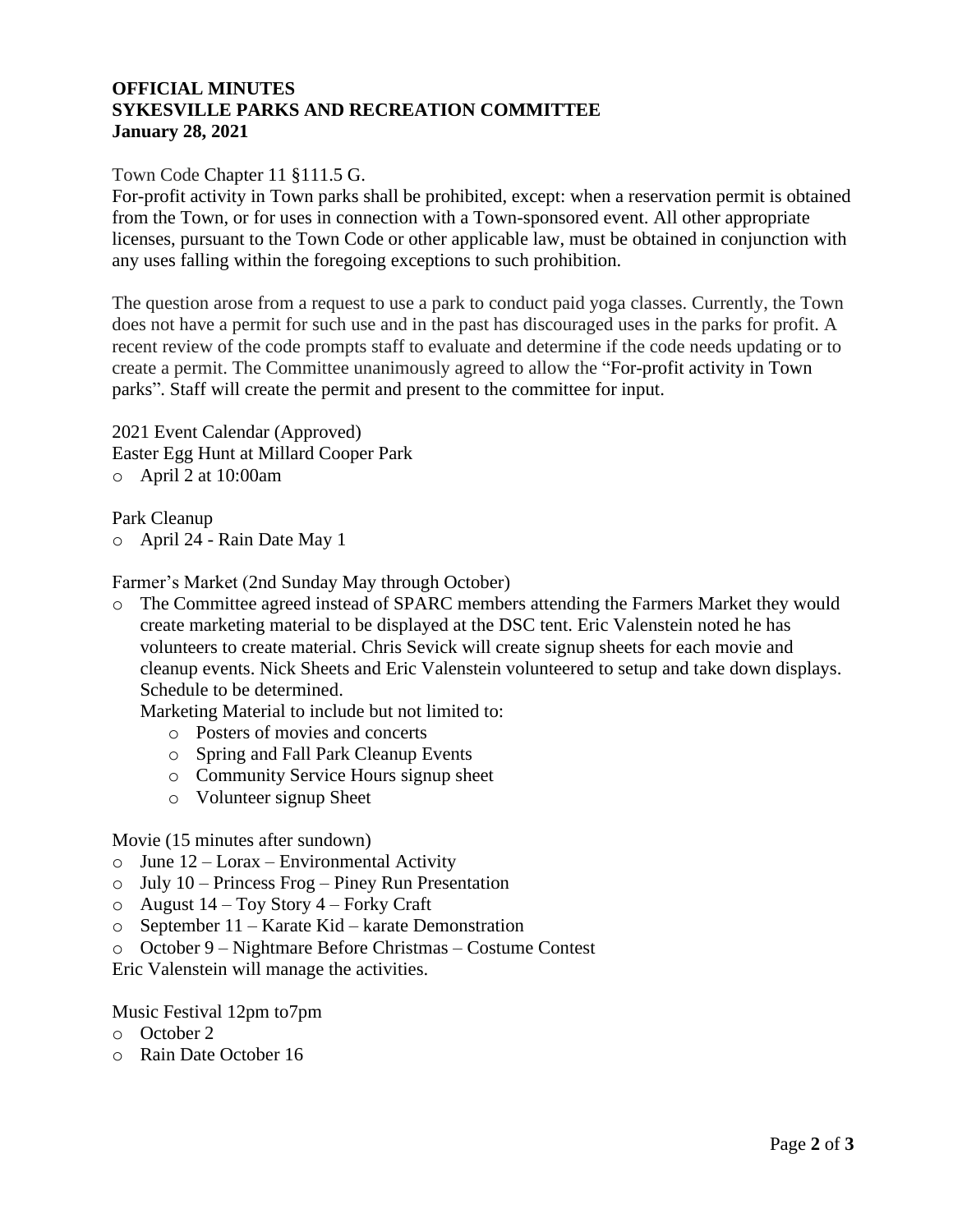**OFFICIAL MINUTES**
**SYKESVILLE PARKS AND RECREATION COMMITTEE**
**January 28, 2021**

Town Code Chapter 11 §111.5 G.
For-profit activity in Town parks shall be prohibited, except: when a reservation permit is obtained from the Town, or for uses in connection with a Town-sponsored event. All other appropriate licenses, pursuant to the Town Code or other applicable law, must be obtained in conjunction with any uses falling within the foregoing exceptions to such prohibition.

The question arose from a request to use a park to conduct paid yoga classes. Currently, the Town does not have a permit for such use and in the past has discouraged uses in the parks for profit. A recent review of the code prompts staff to evaluate and determine if the code needs updating or to create a permit. The Committee unanimously agreed to allow the "For-profit activity in Town parks". Staff will create the permit and present to the committee for input.

2021 Event Calendar (Approved)
Easter Egg Hunt at Millard Cooper Park

- April 2 at 10:00am

Park Cleanup

- April 24 - Rain Date May 1

Farmer's Market (2nd Sunday May through October)

- The Committee agreed instead of SPARC members attending the Farmers Market they would create marketing material to be displayed at the DSC tent. Eric Valenstein noted he has volunteers to create material. Chris Sevick will create signup sheets for each movie and cleanup events. Nick Sheets and Eric Valenstein volunteered to setup and take down displays. Schedule to be determined.
  Marketing Material to include but not limited to:
    - Posters of movies and concerts
    - Spring and Fall Park Cleanup Events
    - Community Service Hours signup sheet
    - Volunteer signup Sheet

Movie (15 minutes after sundown)

- June 12 – Lorax – Environmental Activity
- July 10 – Princess Frog – Piney Run Presentation
- August 14 – Toy Story 4 – Forky Craft
- September 11 – Karate Kid – karate Demonstration
- October 9 – Nightmare Before Christmas – Costume Contest

Eric Valenstein will manage the activities.

Music Festival 12pm to7pm

- October 2
- Rain Date October 16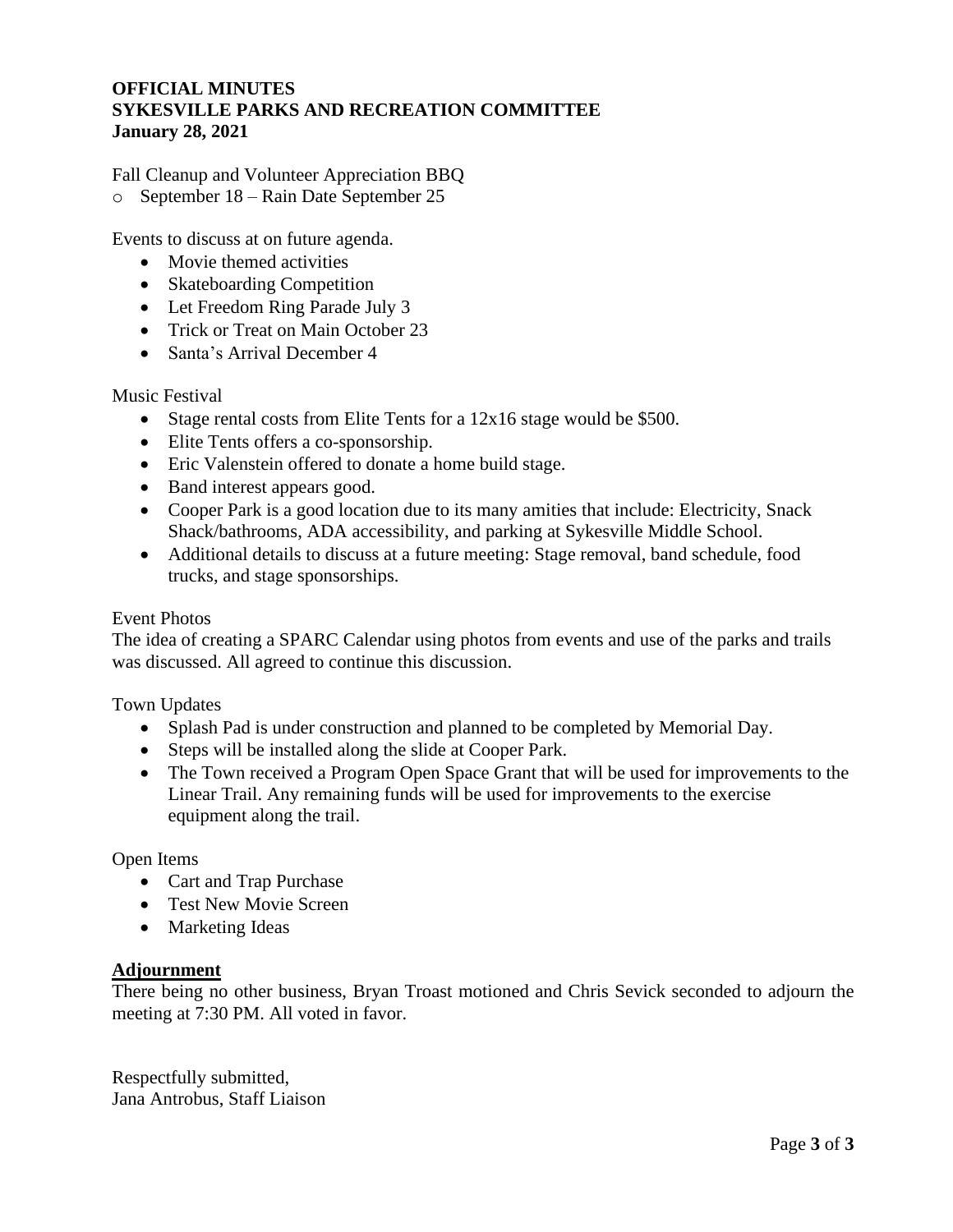**OFFICIAL MINUTES**
**SYKESVILLE PARKS AND RECREATION COMMITTEE**
**January 28, 2021**

Fall Cleanup and Volunteer Appreciation BBQ

- September 18 – Rain Date September 25

Events to discuss at on future agenda.

- Movie themed activities
- Skateboarding Competition
- Let Freedom Ring Parade July 3
- Trick or Treat on Main October 23
- Santa's Arrival December 4

Music Festival

- Stage rental costs from Elite Tents for a 12x16 stage would be $500.
- Elite Tents offers a co-sponsorship.
- Eric Valenstein offered to donate a home build stage.
- Band interest appears good.
- Cooper Park is a good location due to its many amities that include: Electricity, Snack Shack/bathrooms, ADA accessibility, and parking at Sykesville Middle School.
- Additional details to discuss at a future meeting: Stage removal, band schedule, food trucks, and stage sponsorships.

Event Photos

The idea of creating a SPARC Calendar using photos from events and use of the parks and trails was discussed. All agreed to continue this discussion.

Town Updates

- Splash Pad is under construction and planned to be completed by Memorial Day.
- Steps will be installed along the slide at Cooper Park.
- The Town received a Program Open Space Grant that will be used for improvements to the Linear Trail. Any remaining funds will be used for improvements to the exercise equipment along the trail.

Open Items

- Cart and Trap Purchase
- Test New Movie Screen
- Marketing Ideas

**Adjournment**

There being no other business, Bryan Troast motioned and Chris Sevick seconded to adjourn the meeting at 7:30 PM. All voted in favor.

Respectfully submitted,
Jana Antrobus, Staff Liaison